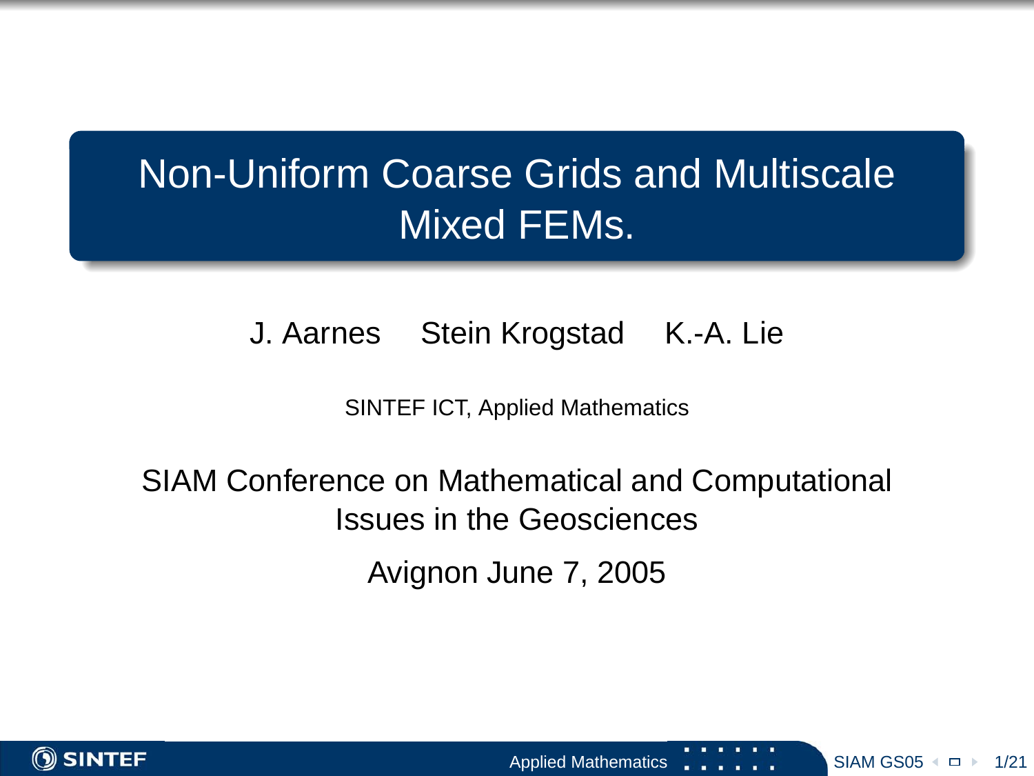# Non-Uniform Coarse Grids and Multiscale Mixed FEMs.

J. Aarnes  Stein Krogstad  K.-A. Lie

SINTEF ICT, Applied Mathematics

SIAM Conference on Mathematical and Computational Issues in the Geosciences

Avignon June 7, 2005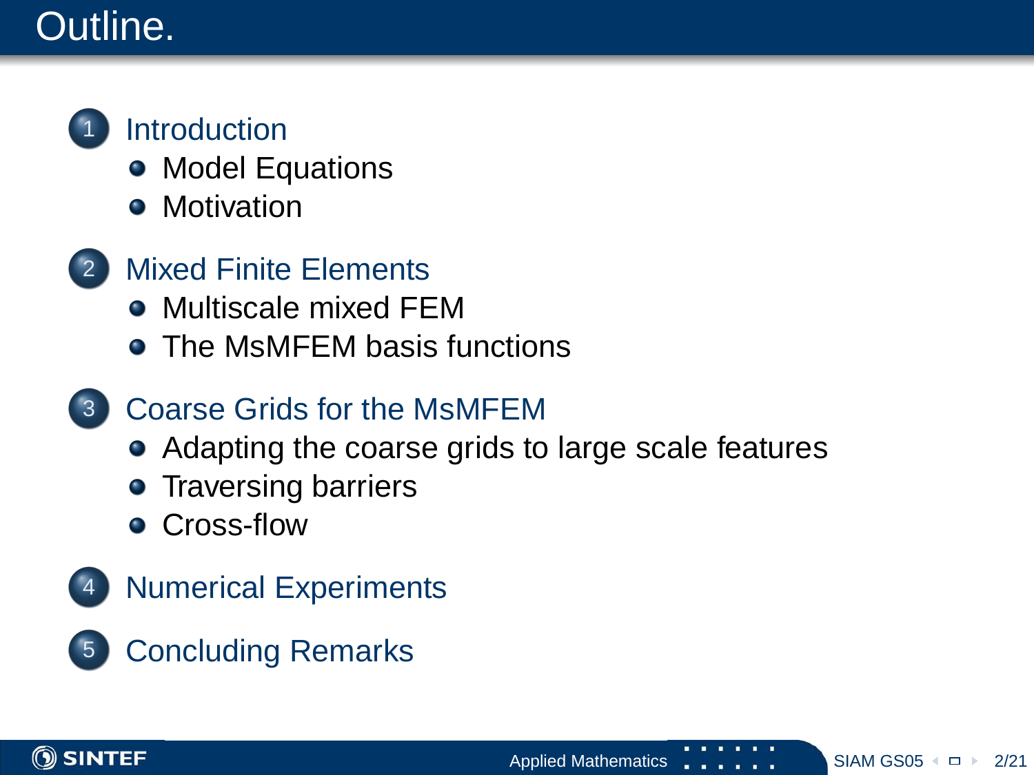# Outline.

1. Introduction
   - Model Equations
   - Motivation
2. Mixed Finite Elements
   - Multiscale mixed FEM
   - The MsMFEM basis functions
3. Coarse Grids for the MsMFEM
   - Adapting the coarse grids to large scale features
   - Traversing barriers
   - Cross-flow
4. Numerical Experiments
5. Concluding Remarks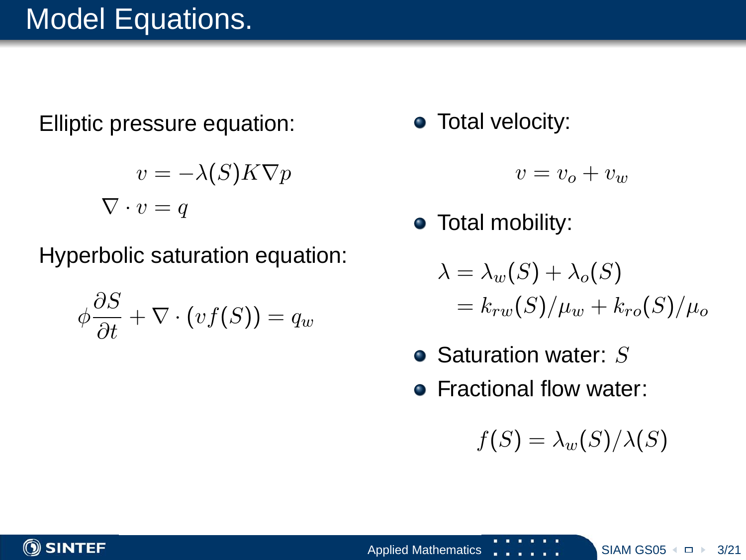# Model Equations.

Elliptic pressure equation:

$$
\begin{aligned}
v &= -\lambda(S) K \nabla p \\
\nabla \cdot v &= q
\end{aligned}
$$

Hyperbolic saturation equation:

$$
\phi \frac{\partial S}{\partial t} + \nabla \cdot (v f(S)) = q_w
$$

- Total velocity:

$$
v = v_o + v_w
$$

- Total mobility:

$$
\begin{aligned}
\lambda &= \lambda_w(S) + \lambda_o(S) \\
&= k_{rw}(S)/\mu_w + k_{ro}(S)/\mu_o
\end{aligned}
$$

- Saturation water: $S$
- Fractional flow water:

$$
f(S) = \lambda_w(S)/\lambda(S)
$$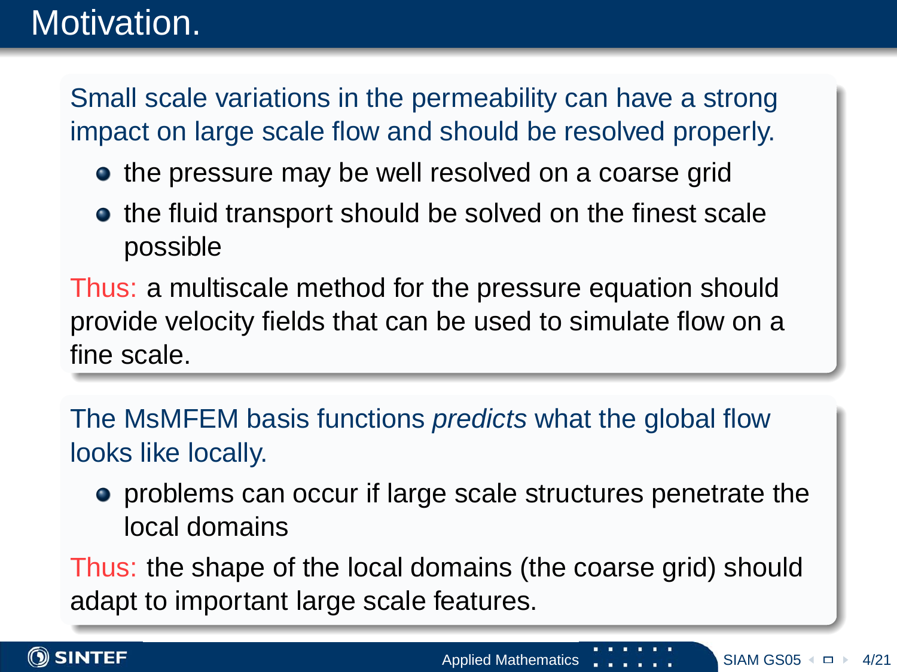# Motivation.

Small scale variations in the permeability can have a strong impact on large scale flow and should be resolved properly.

- the pressure may be well resolved on a coarse grid
- the fluid transport should be solved on the finest scale possible

Thus: a multiscale method for the pressure equation should provide velocity fields that can be used to simulate flow on a fine scale.

The MsMFEM basis functions *predicts* what the global flow looks like locally.

- problems can occur if large scale structures penetrate the local domains

Thus: the shape of the local domains (the coarse grid) should adapt to important large scale features.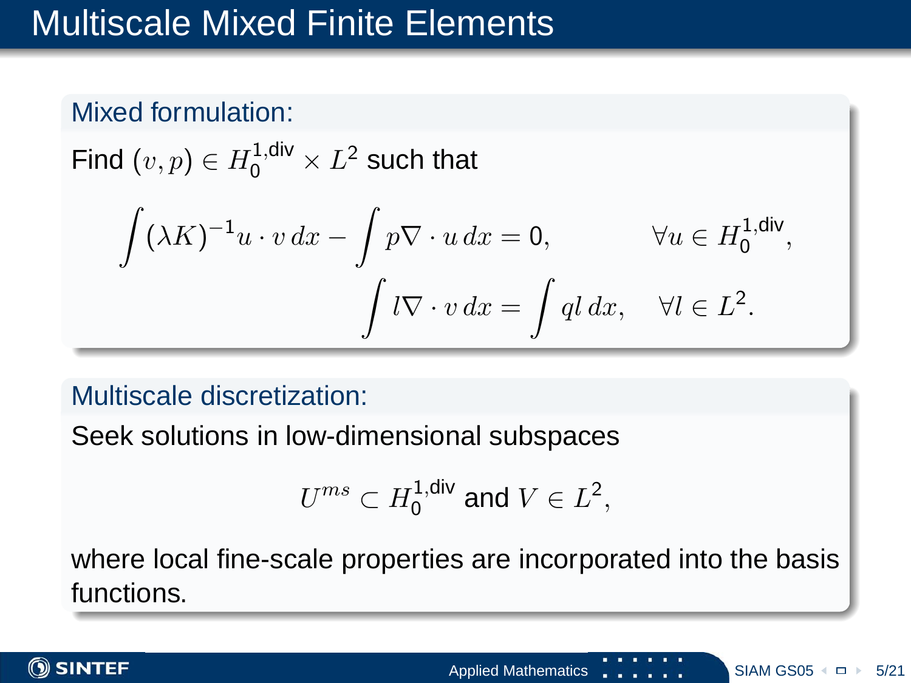# Multiscale Mixed Finite Elements

**Mixed formulation:**

Find $(v, p) \in H_0^{1,\text{div}} \times L^2$ such that

$$\int (\lambda K)^{-1} u \cdot v \, dx - \int p \nabla \cdot u \, dx = 0, \qquad \forall u \in H_0^{1,\text{div}},$$

$$\int l \nabla \cdot v \, dx = \int q l \, dx, \quad \forall l \in L^2.$$

**Multiscale discretization:**

Seek solutions in low-dimensional subspaces

$$U^{ms} \subset H_0^{1,\text{div}} \text{ and } V \in L^2,$$

where local fine-scale properties are incorporated into the basis functions.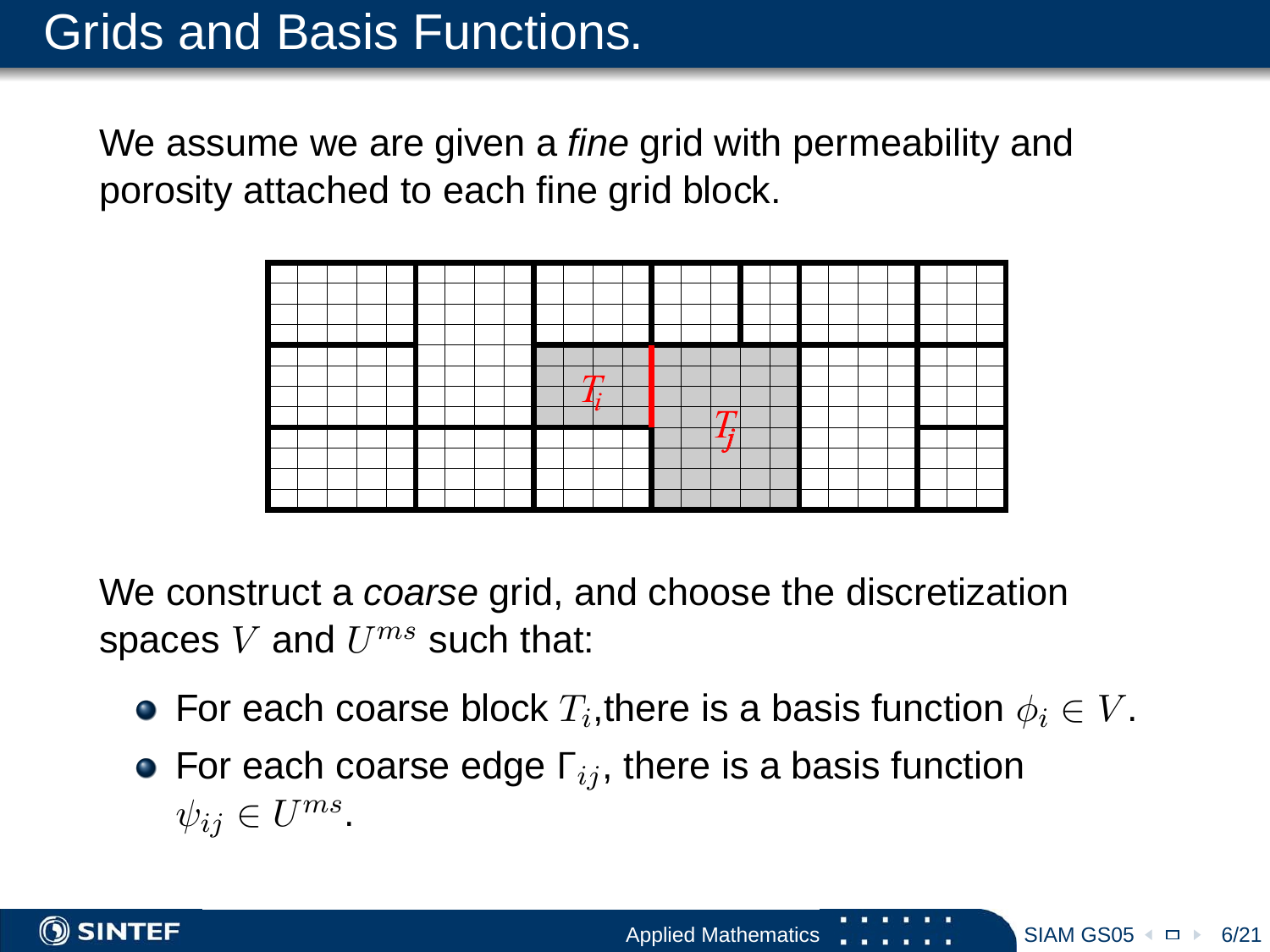# Grids and Basis Functions.

We assume we are given a *fine* grid with permeability and porosity attached to each fine grid block.

We construct a *coarse* grid, and choose the discretization spaces $V$ and $U^{ms}$ such that:

- For each coarse block $T_i$,there is a basis function $\phi_i \in V$.
- For each coarse edge $\Gamma_{ij}$, there is a basis function $\psi_{ij} \in U^{ms}$.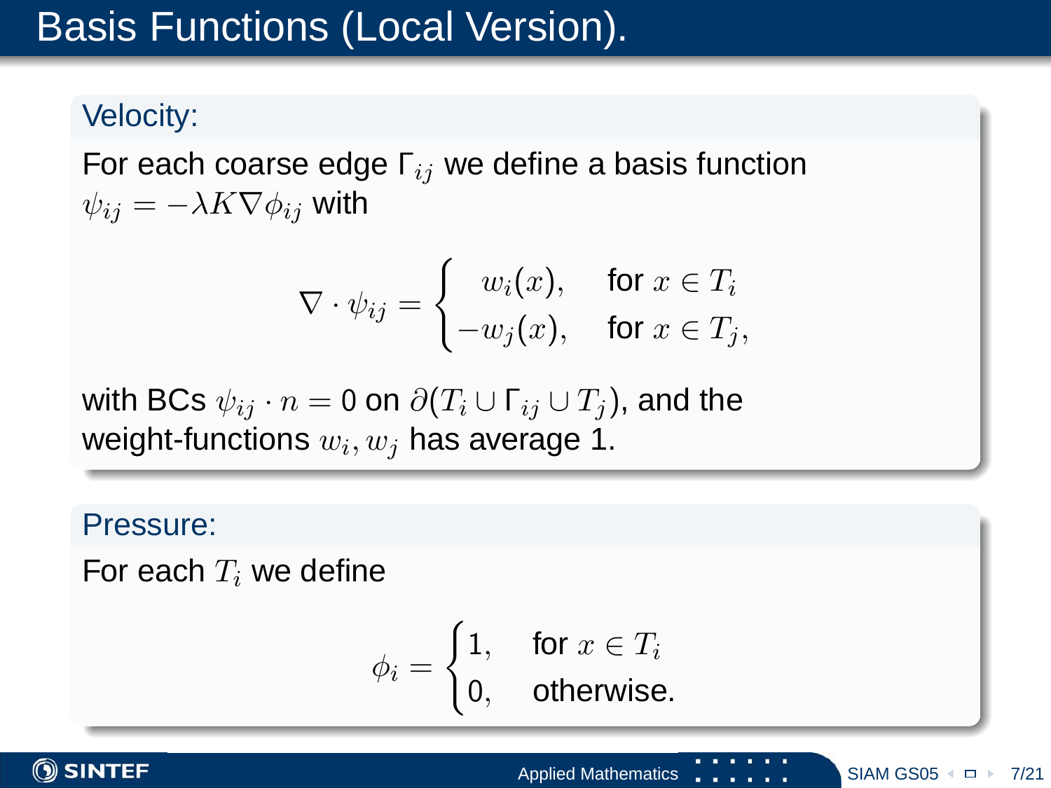# Basis Functions (Local Version).

## Velocity:

For each coarse edge $\Gamma_{ij}$ we define a basis function $\psi_{ij} = -\lambda K \nabla \phi_{ij}$ with

$$\nabla \cdot \psi_{ij} = \begin{cases} w_i(x), & \text{for } x \in T_i \\ -w_j(x), & \text{for } x \in T_j, \end{cases}$$

with BCs $\psi_{ij} \cdot n = 0$ on $\partial(T_i \cup \Gamma_{ij} \cup T_j)$, and the weight-functions $w_i, w_j$ has average 1.

## Pressure:

For each $T_i$ we define

$$\phi_i = \begin{cases} 1, & \text{for } x \in T_i \\ 0, & \text{otherwise.} \end{cases}$$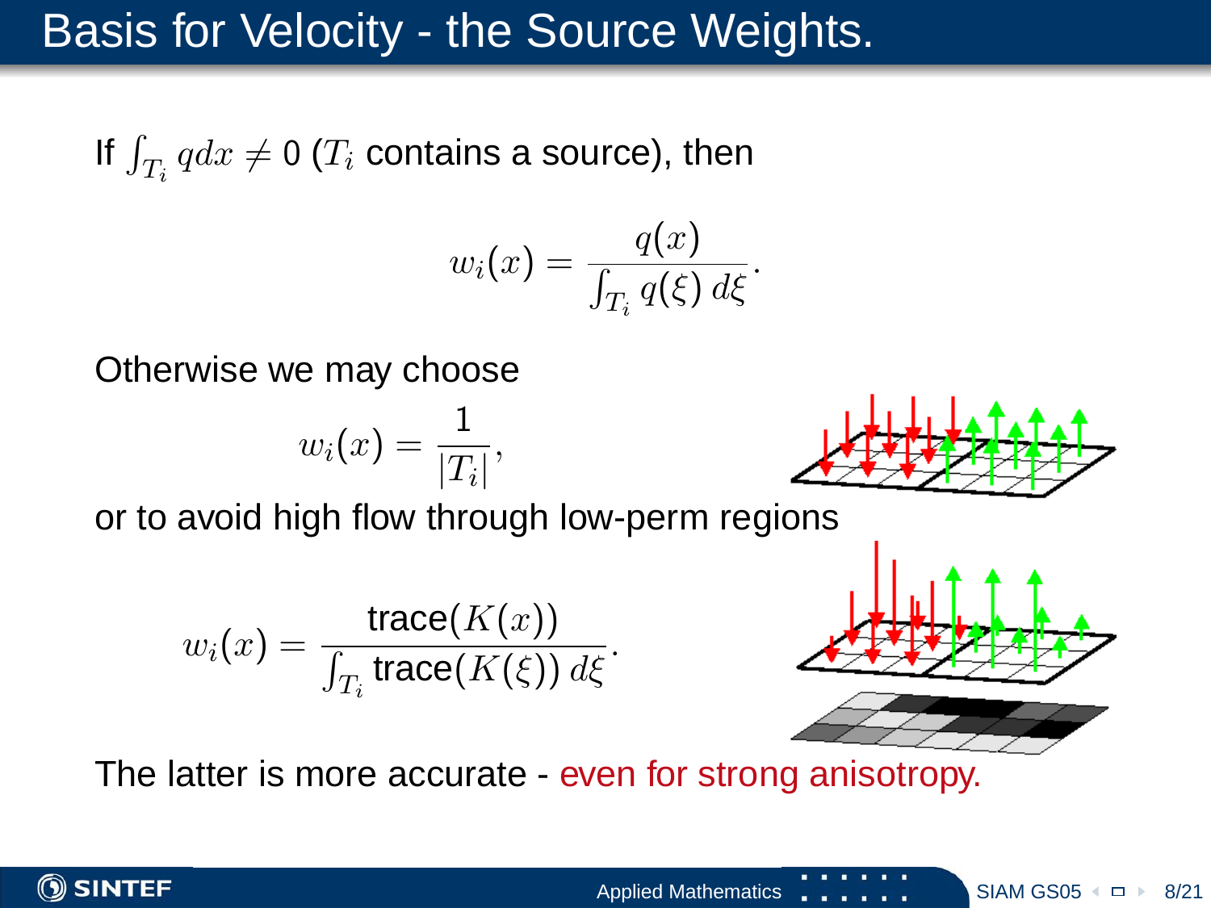# Basis for Velocity - the Source Weights.

If $\int_{T_i} q dx \neq 0$ ($T_i$ contains a source), then

$$w_i(x) = \frac{q(x)}{\int_{T_i} q(\xi)\, d\xi}.$$

Otherwise we may choose

$$w_i(x) = \frac{1}{|T_i|},$$

or to avoid high flow through low-perm regions

$$w_i(x) = \frac{\text{trace}(K(x))}{\int_{T_i} \text{trace}(K(\xi))\, d\xi}.$$

The latter is more accurate - even for strong anisotropy.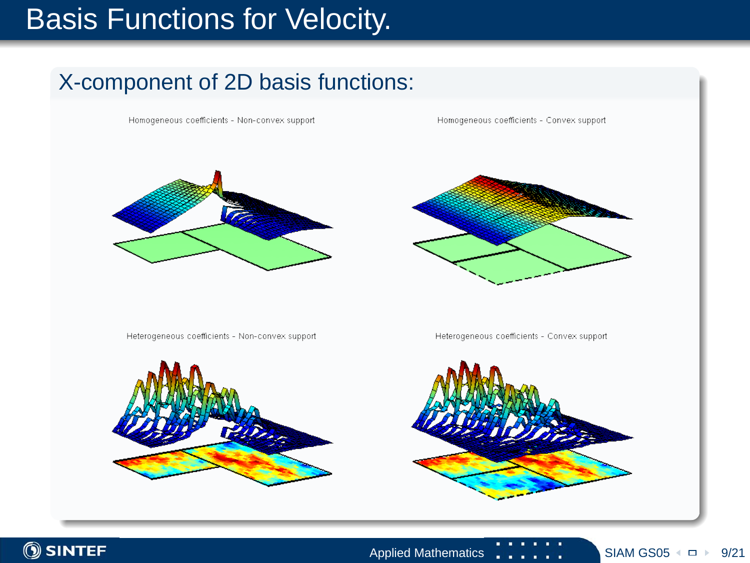# Basis Functions for Velocity.

## X-component of 2D basis functions:

Homogeneous coefficients - Non-convex support

Homogeneous coefficients - Convex support

Heterogeneous coefficients - Non-convex support

Heterogeneous coefficients - Convex support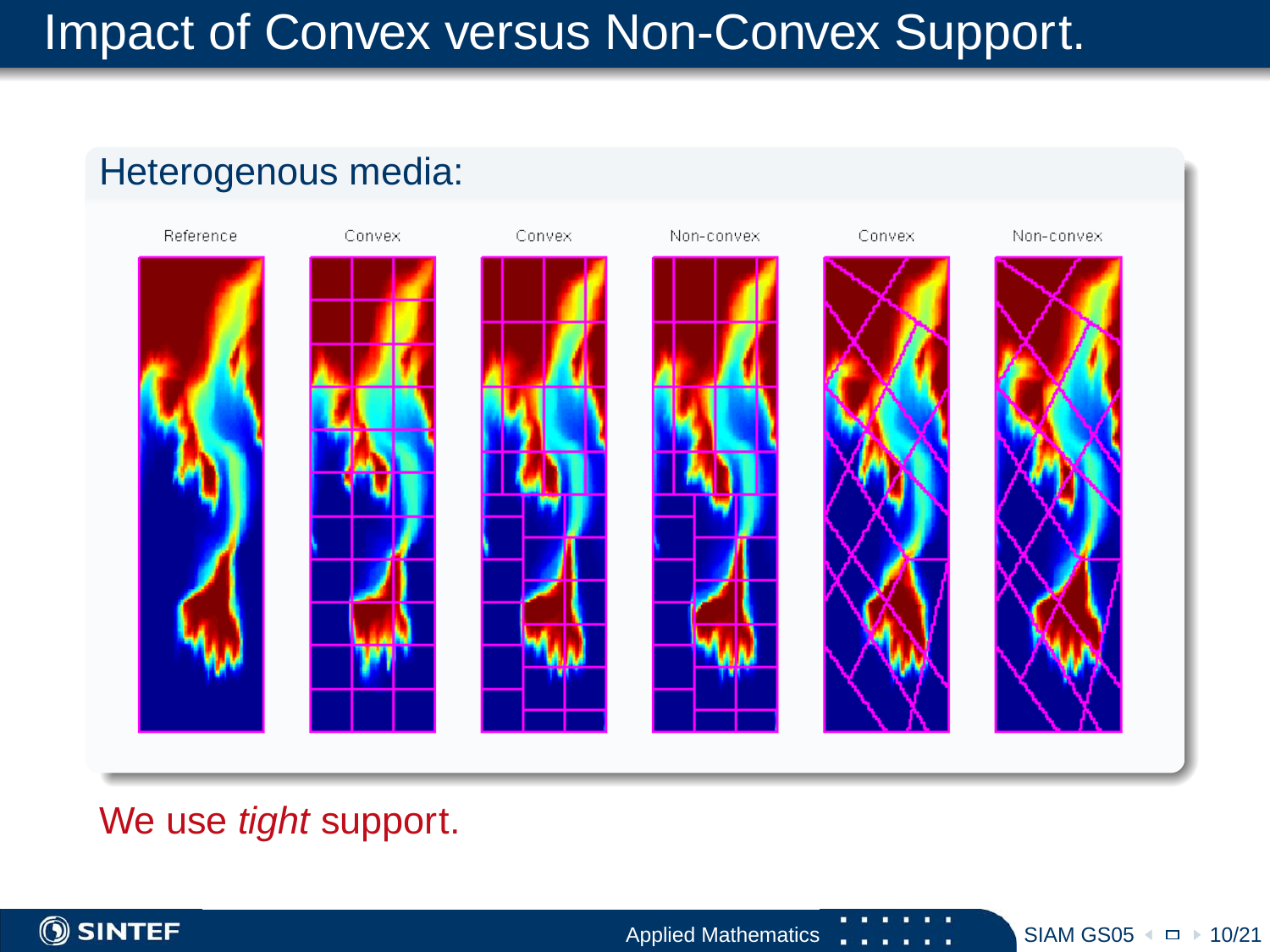# Impact of Convex versus Non-Convex Support.

## Heterogenous media:

Reference | Convex | Convex | Non-convex | Convex | Non-convex

We use *tight* support.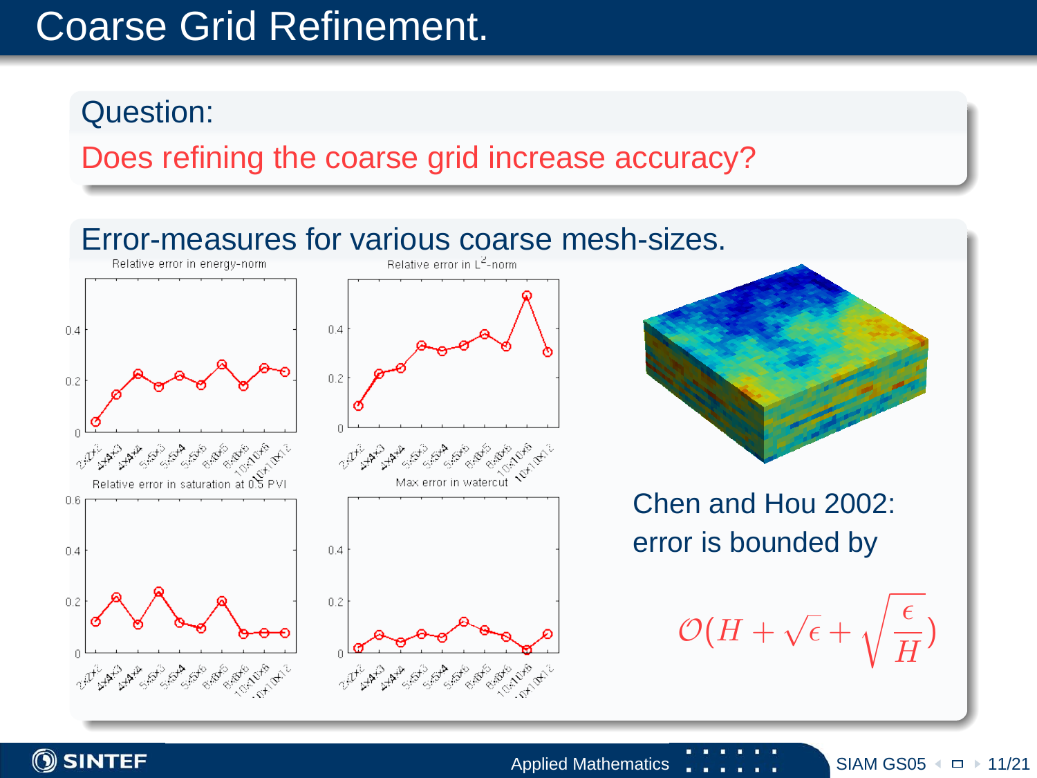# Coarse Grid Refinement.

**Question:**

Does refining the coarse grid increase accuracy?

**Error-measures for various coarse mesh-sizes.**

Relative error in energy-norm

Relative error in $L^2$-norm

Relative error in saturation at 0.5 PVI

Max error in watercut

Chen and Hou 2002: error is bounded by

$$\mathcal{O}(H + \sqrt{\epsilon} + \sqrt{\frac{\epsilon}{H}})$$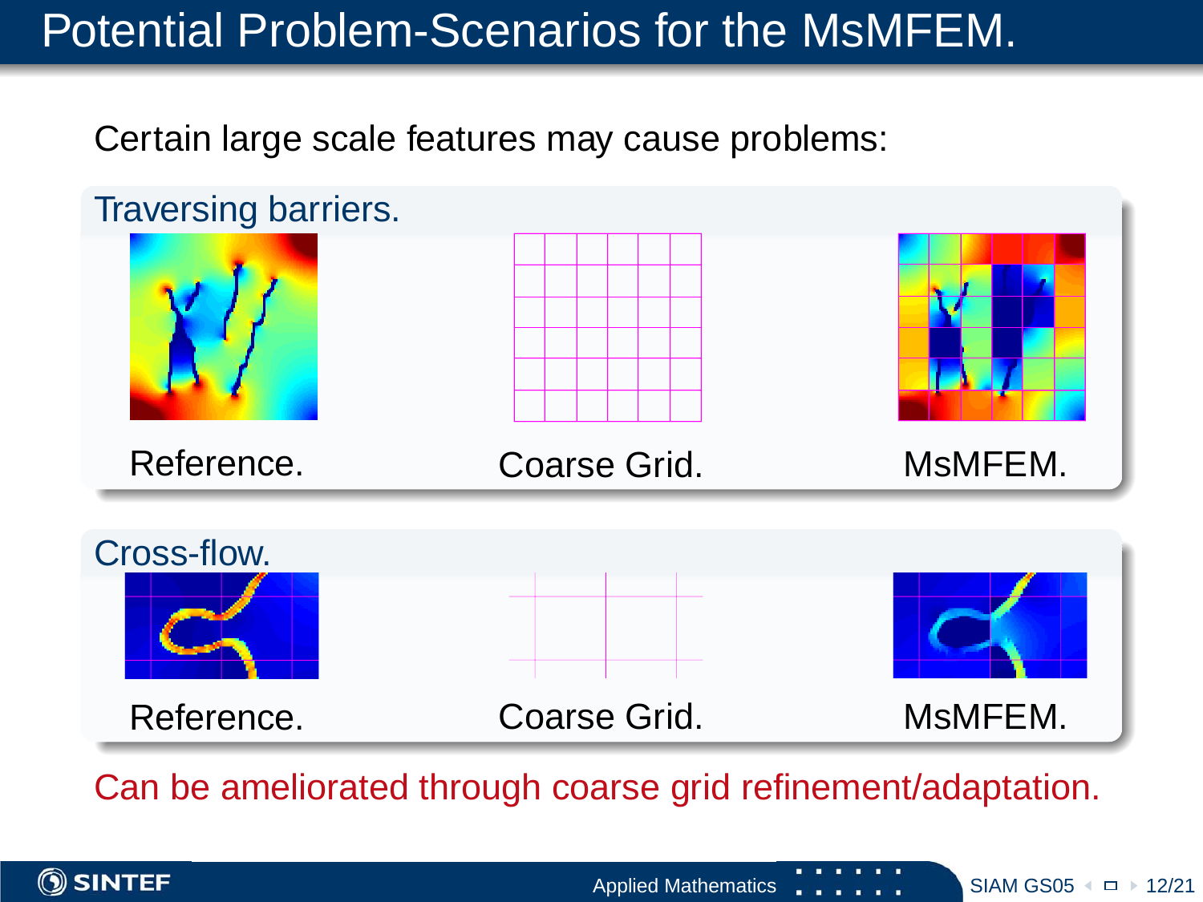# Potential Problem-Scenarios for the MsMFEM.

Certain large scale features may cause problems:

**Traversing barriers.**

Reference. Coarse Grid. MsMFEM.

**Cross-flow.**

Reference. Coarse Grid. MsMFEM.

Can be ameliorated through coarse grid refinement/adaptation.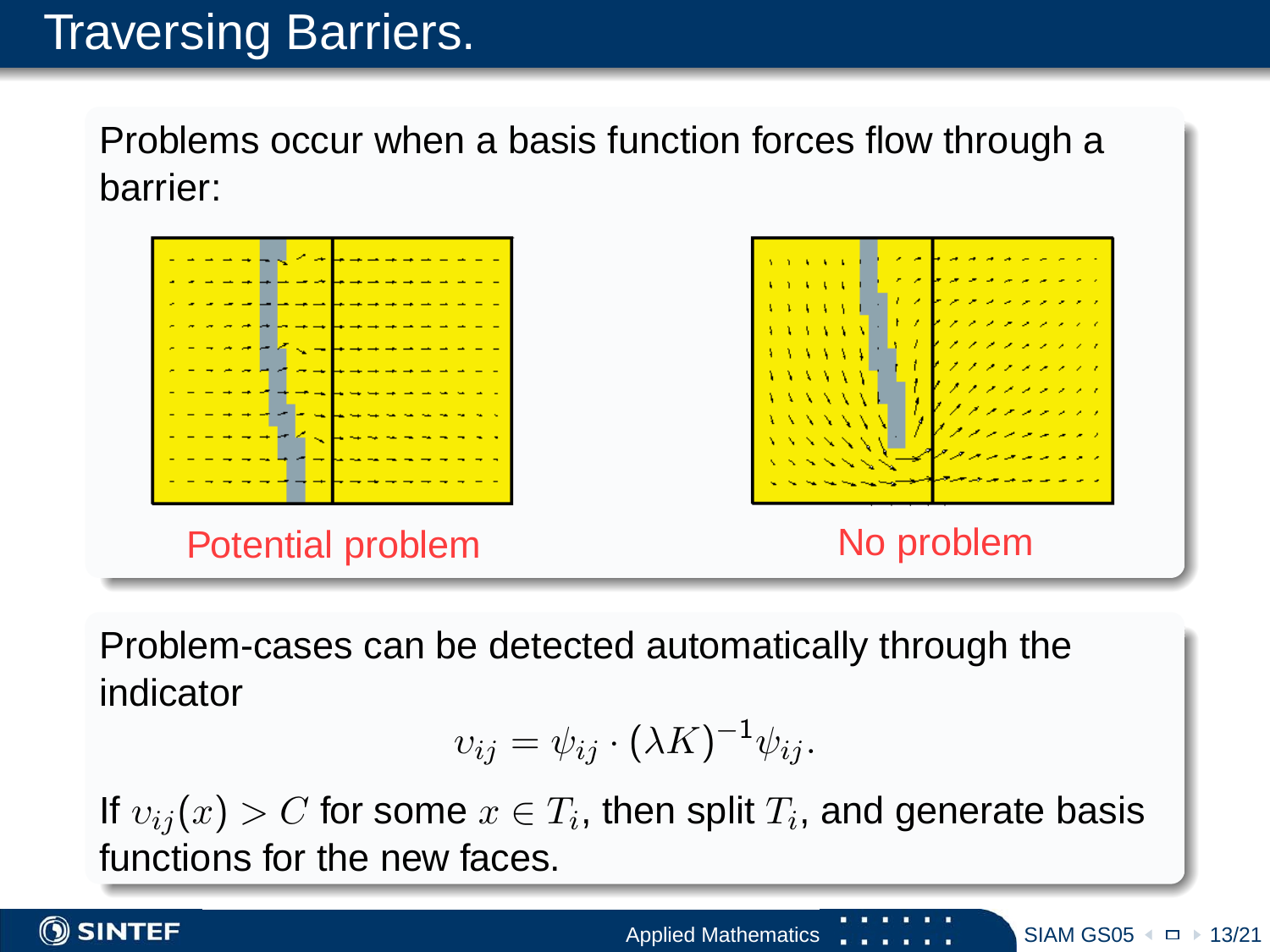# Traversing Barriers.

Problems occur when a basis function forces flow through a barrier:

Potential problem

No problem

Problem-cases can be detected automatically through the indicator

$$v_{ij} = \psi_{ij} \cdot (\lambda K)^{-1} \psi_{ij}.$$

If $v_{ij}(x) > C$ for some $x \in T_i$, then split $T_i$, and generate basis functions for the new faces.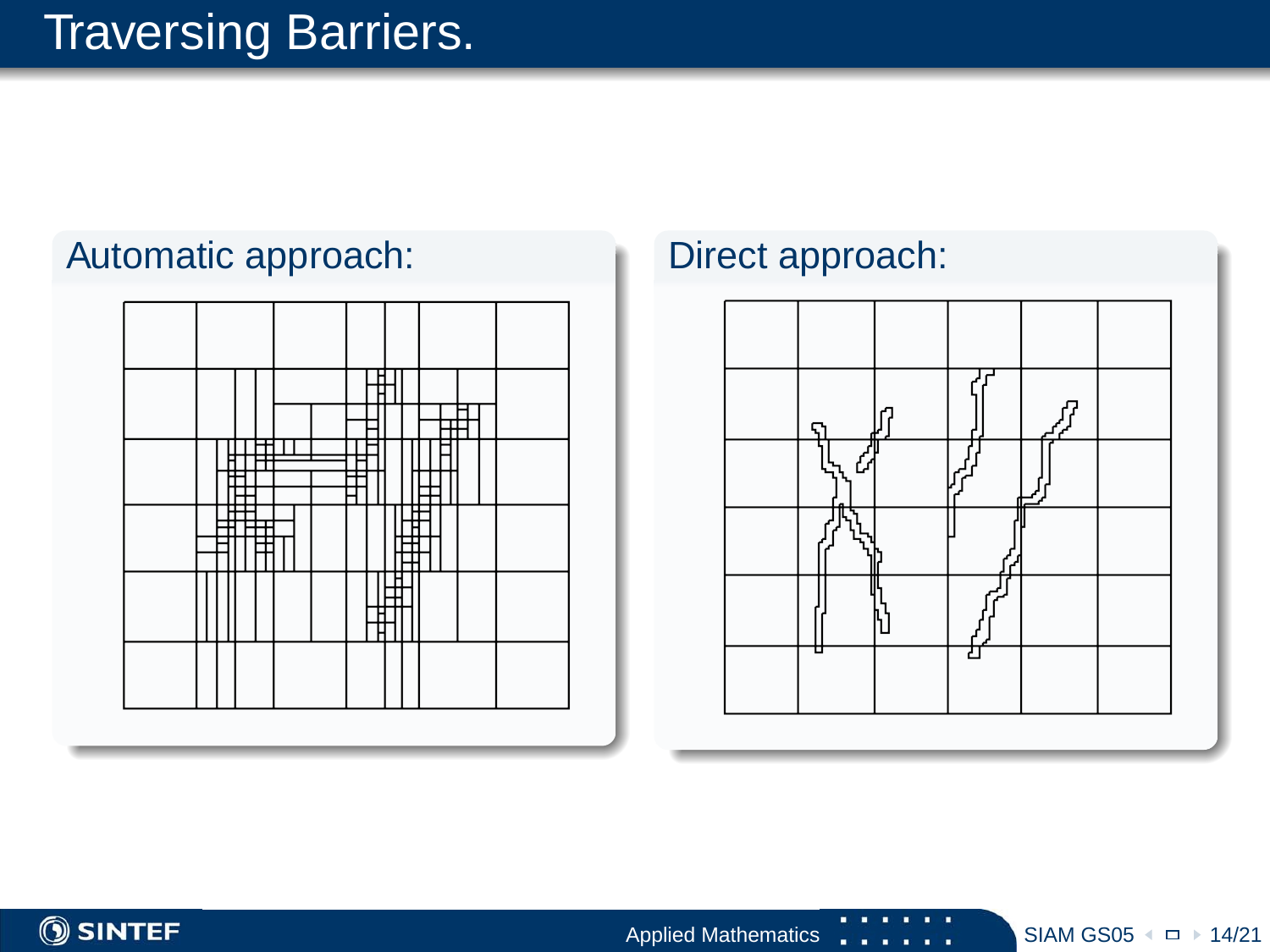# Traversing Barriers.

## Automatic approach:

## Direct approach: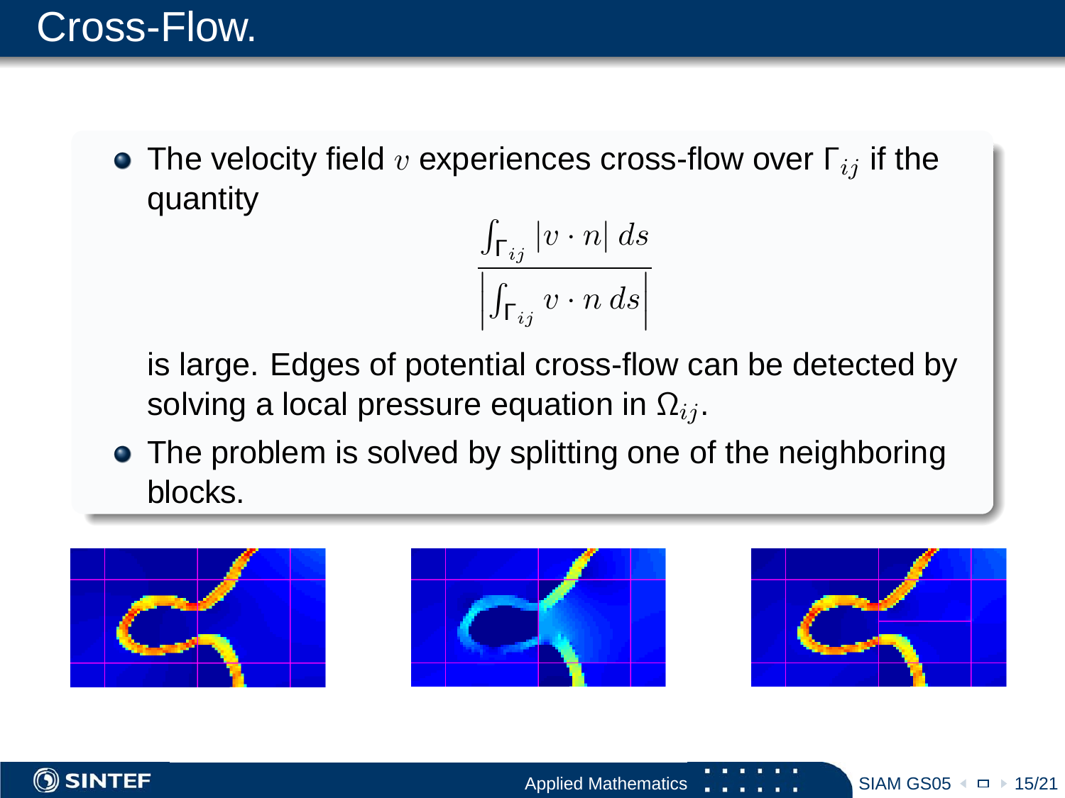# Cross-Flow.

- The velocity field $v$ experiences cross-flow over $\Gamma_{ij}$ if the quantity

$$\frac{\int_{\Gamma_{ij}} |v \cdot n| \, ds}{\left| \int_{\Gamma_{ij}} v \cdot n \, ds \right|}$$

  is large. Edges of potential cross-flow can be detected by solving a local pressure equation in $\Omega_{ij}$.

- The problem is solved by splitting one of the neighboring blocks.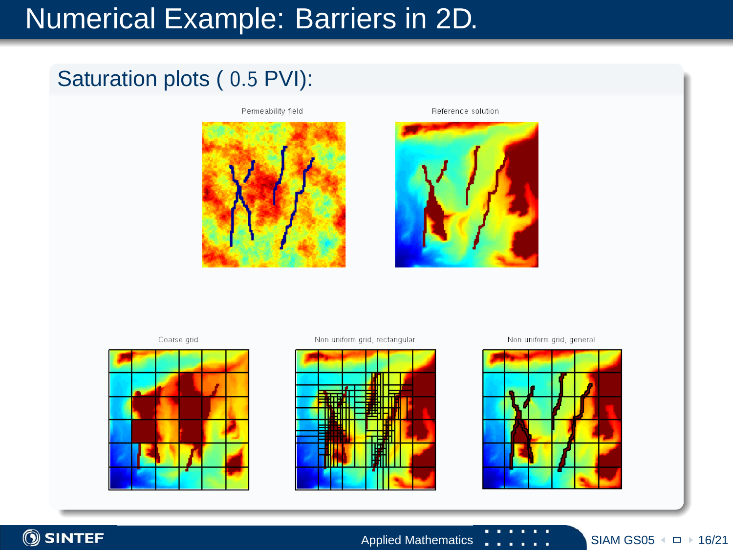# Numerical Example: Barriers in 2D.

## Saturation plots ( 0.5 PVI):

Permeability field

Reference solution

Coarse grid

Non uniform grid, rectangular

Non uniform grid, general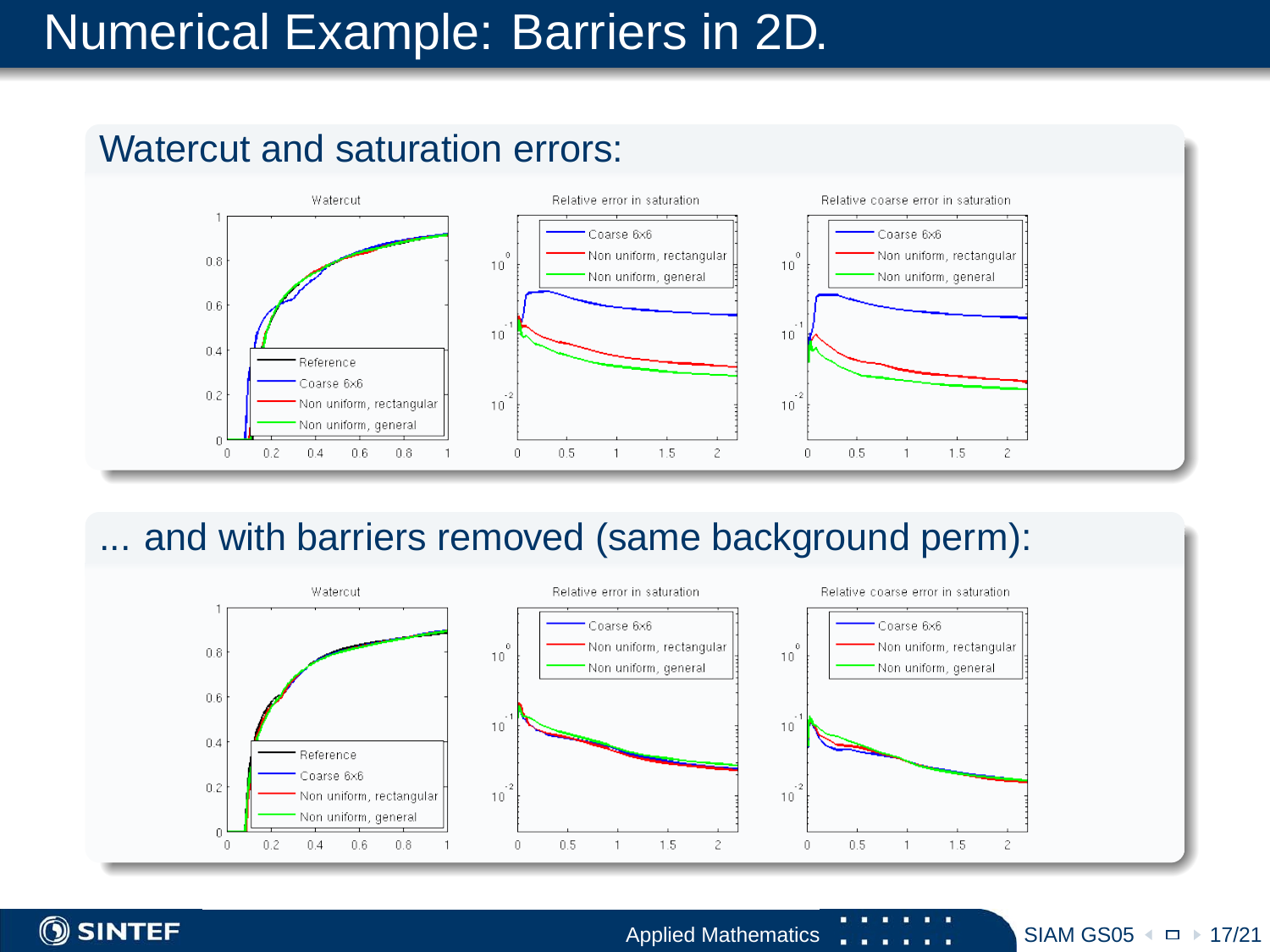# Numerical Example: Barriers in 2D.

## Watercut and saturation errors:

## ... and with barriers removed (same background perm):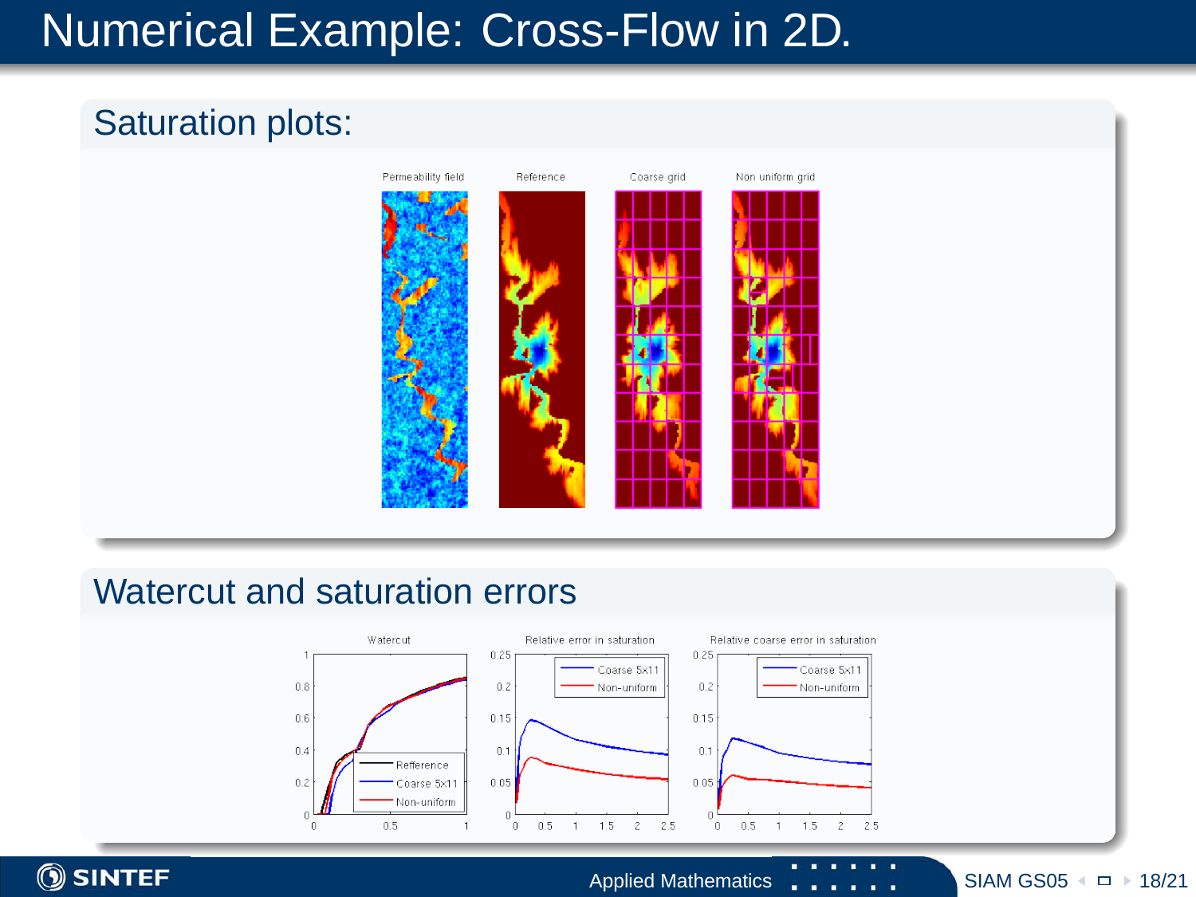# Numerical Example: Cross-Flow in 2D.

## Saturation plots:

Permeability field | Reference | Coarse grid | Non uniform grid

## Watercut and saturation errors

Watercut | Relative error in saturation | Relative coarse error in saturation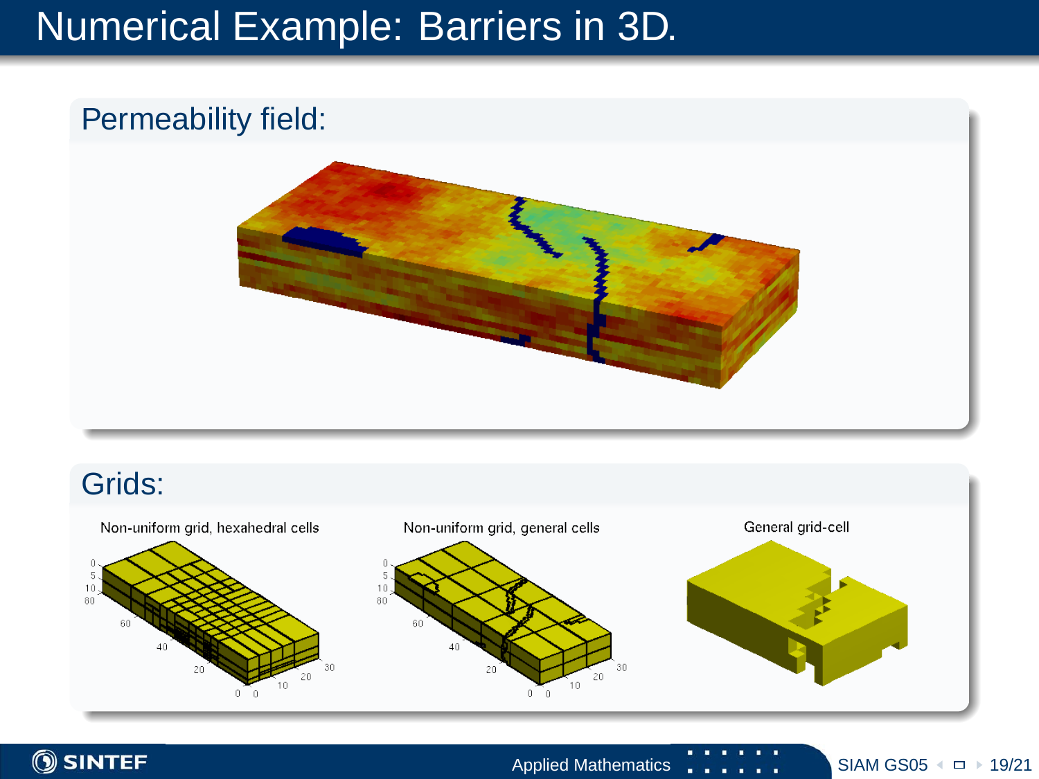# Numerical Example: Barriers in 3D.

## Permeability field:

## Grids:

Non-uniform grid, hexahedral cells

Non-uniform grid, general cells

General grid-cell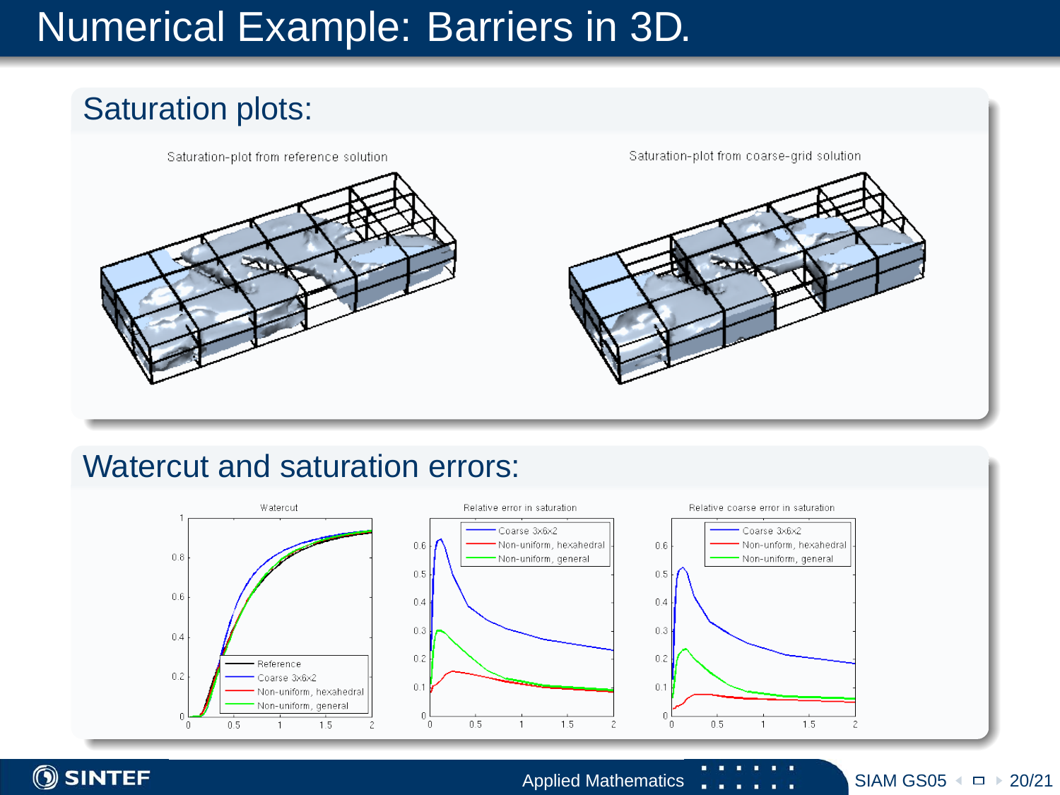# Numerical Example: Barriers in 3D.

## Saturation plots:

Saturation-plot from reference solution

Saturation-plot from coarse-grid solution

## Watercut and saturation errors:

Watercut

Relative error in saturation

Relative coarse error in saturation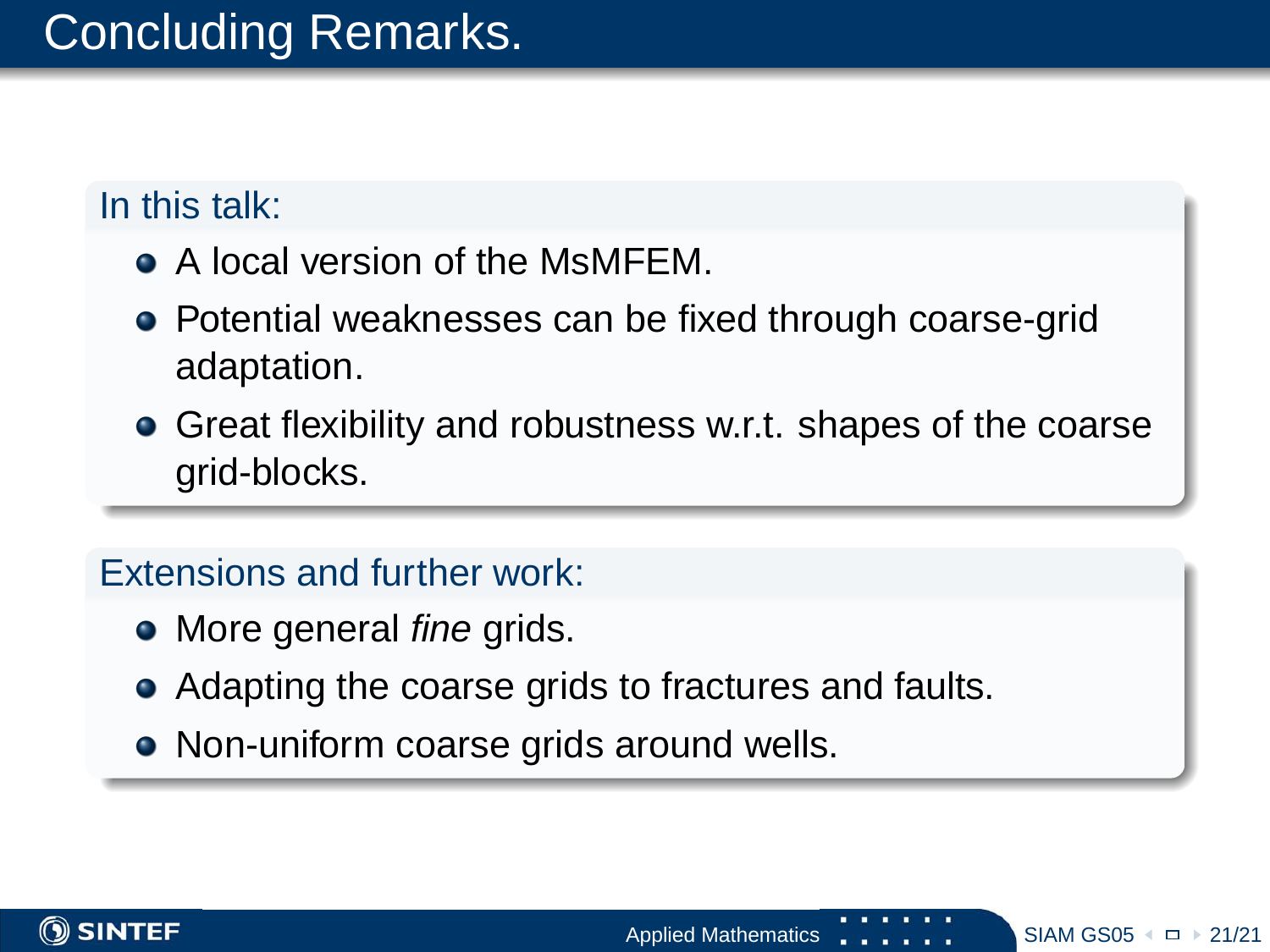# Concluding Remarks.

### In this talk:

- A local version of the MsMFEM.
- Potential weaknesses can be fixed through coarse-grid adaptation.
- Great flexibility and robustness w.r.t. shapes of the coarse grid-blocks.

### Extensions and further work:

- More general *fine* grids.
- Adapting the coarse grids to fractures and faults.
- Non-uniform coarse grids around wells.